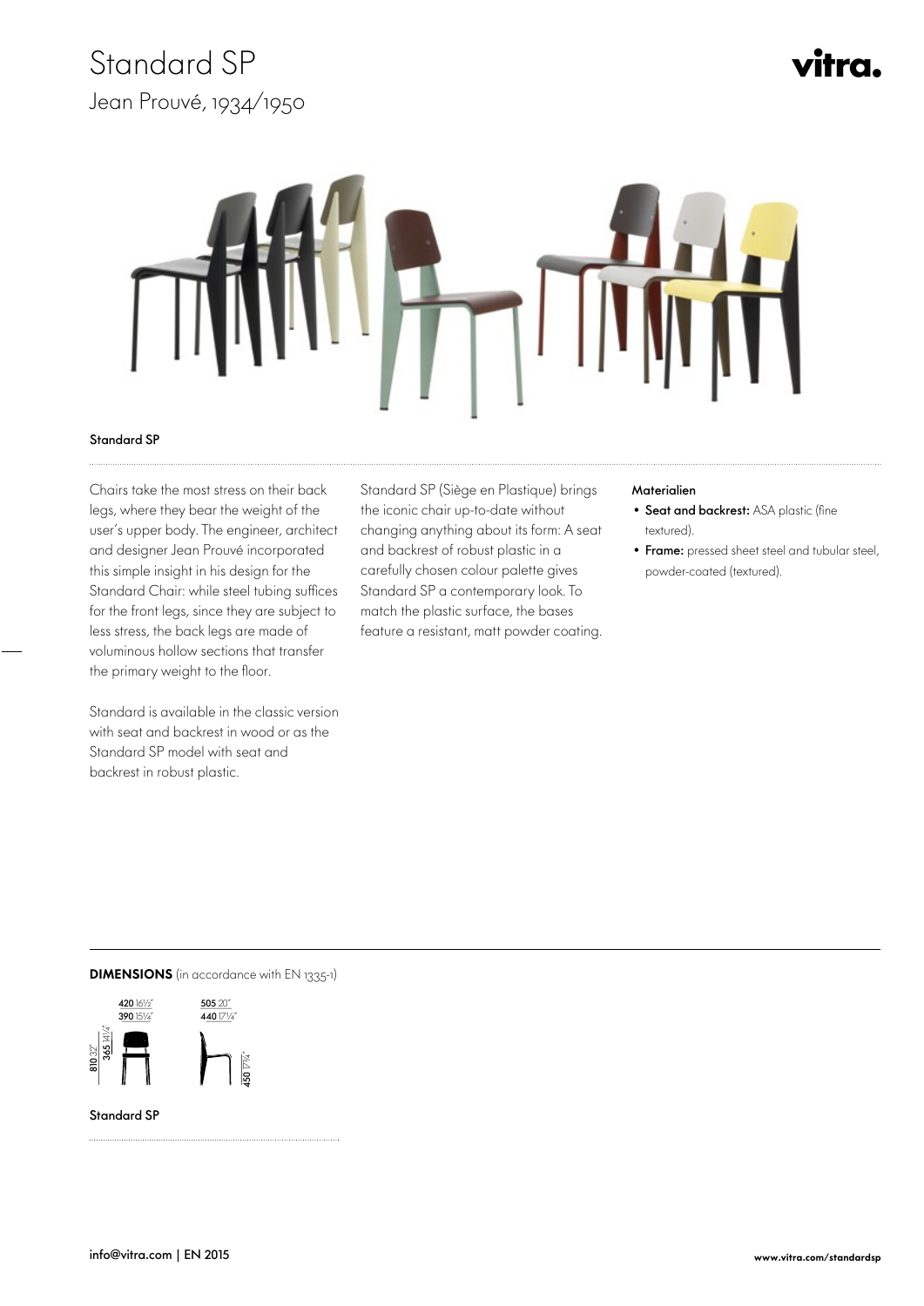# Standard SP

## Jean Prouvé, 1934/1950

vitra.

Standard SP

Chairs take the most stress on their back legs, where they bear the weight of the user's upper body. The engineer, architect and designer Jean Prouvé incorporated this simple insight in his design for the Standard Chair: while steel tubing suffices for the front legs, since they are subject to less stress, the back legs are made of voluminous hollow sections that transfer the primary weight to the floor.

Standard is available in the classic version with seat and backrest in wood or as the Standard SP model with seat and backrest in robust plastic.

Standard SP (Siège en Plastique) brings the iconic chair up-to-date without changing anything about its form: A seat and backrest of robust plastic in a carefully chosen colour palette gives Standard SP a contemporary look. To match the plastic surface, the bases feature a resistant, matt powder coating.

**Materialien**

- **Seat and backrest:** ASA plastic (fine textured).
- **Frame:** pressed sheet steel and tubular steel, powder-coated (textured).

**DIMENSIONS** (in accordance with EN 1335-1)

420 16½"
390 15¼"
810 32"
365 14¼"

505 20"
440 17¼"
450 17¾"

Standard SP

info@vitra.com | EN 2015

www.vitra.com/standardsp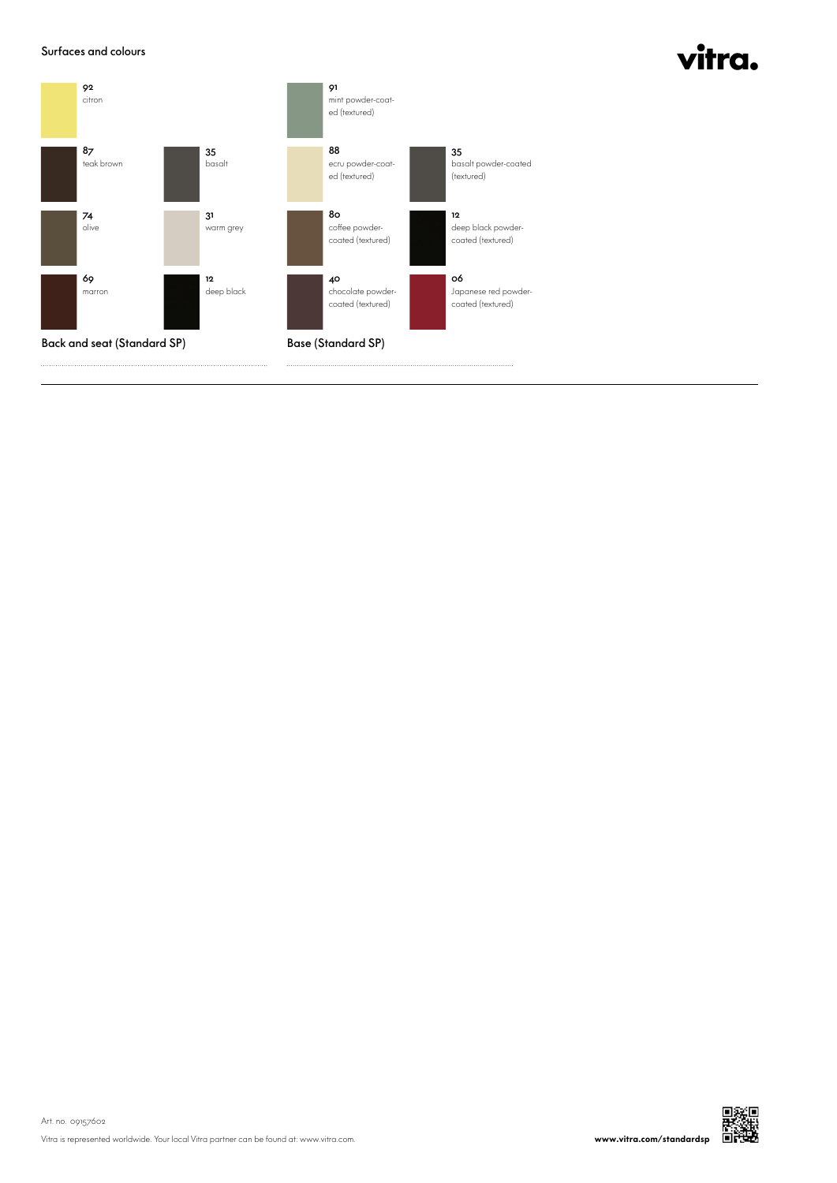## Surfaces and colours

### Back and seat (Standard SP)

92
citron

87
teak brown

35
basalt

74
olive

31
warm grey

69
marron

12
deep black

### Base (Standard SP)

91
mint powder-coated (textured)

88
ecru powder-coated (textured)

35
basalt powder-coated (textured)

80
coffee powder-coated (textured)

12
deep black powder-coated (textured)

40
chocolate powder-coated (textured)

06
Japanese red powder-coated (textured)

Art. no. 09157602

Vitra is represented worldwide. Your local Vitra partner can be found at: www.vitra.com.

**www.vitra.com/standardsp**